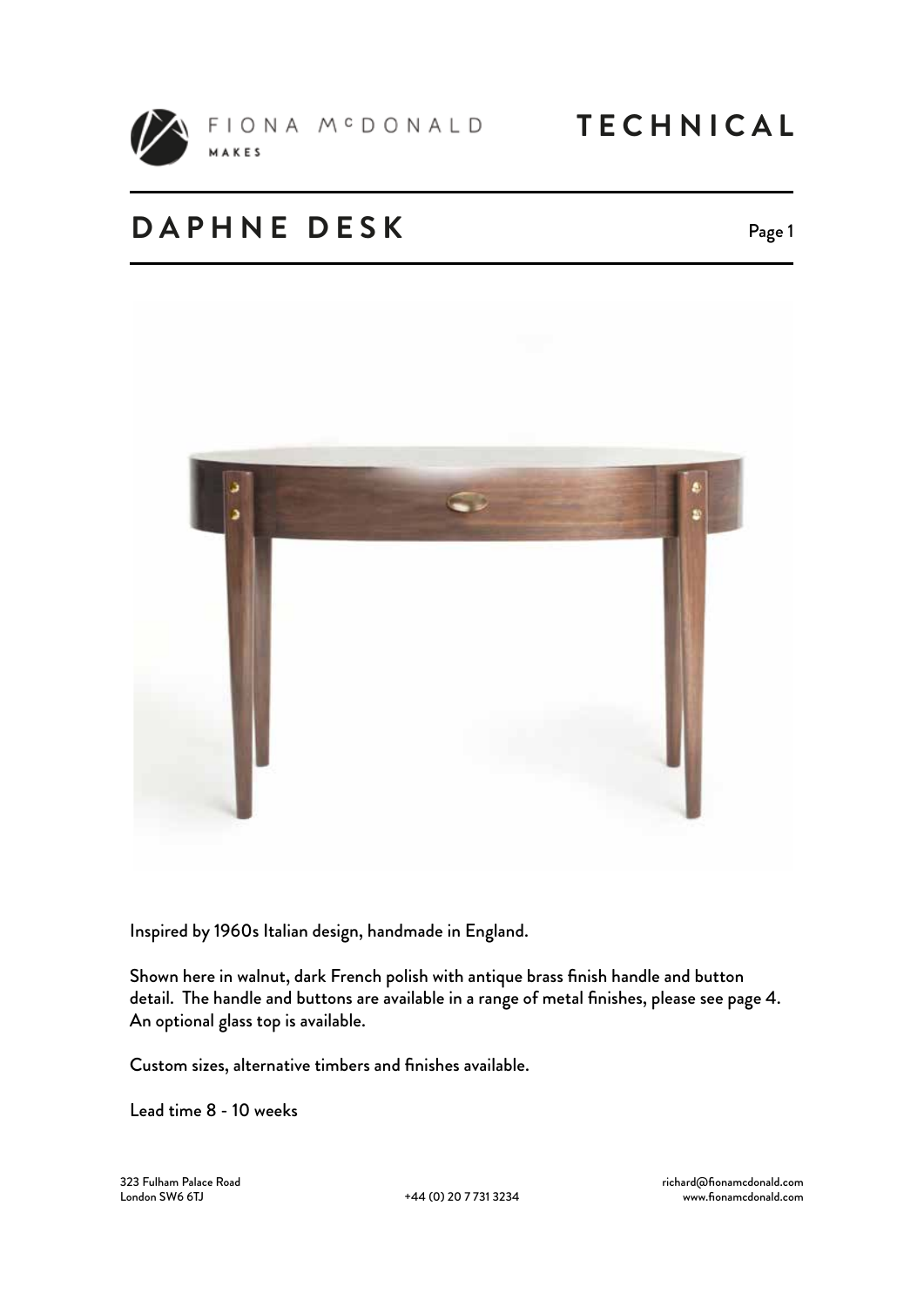FIONA McDONALD MAKES

# TECHNICAL

## DAPHNE DESK

Inspired by 1960s Italian design, handmade in England.

Shown here in walnut, dark French polish with antique brass finish handle and button detail. The handle and buttons are available in a range of metal finishes, please see page 4. An optional glass top is available.

Custom sizes, alternative timbers and finishes available.

Lead time 8 - 10 weeks

323 Fulham Palace Road
London SW6 6TJ

+44 (0) 20 7 731 3234

richard@fionamcdonald.com
www.fionamcdonald.com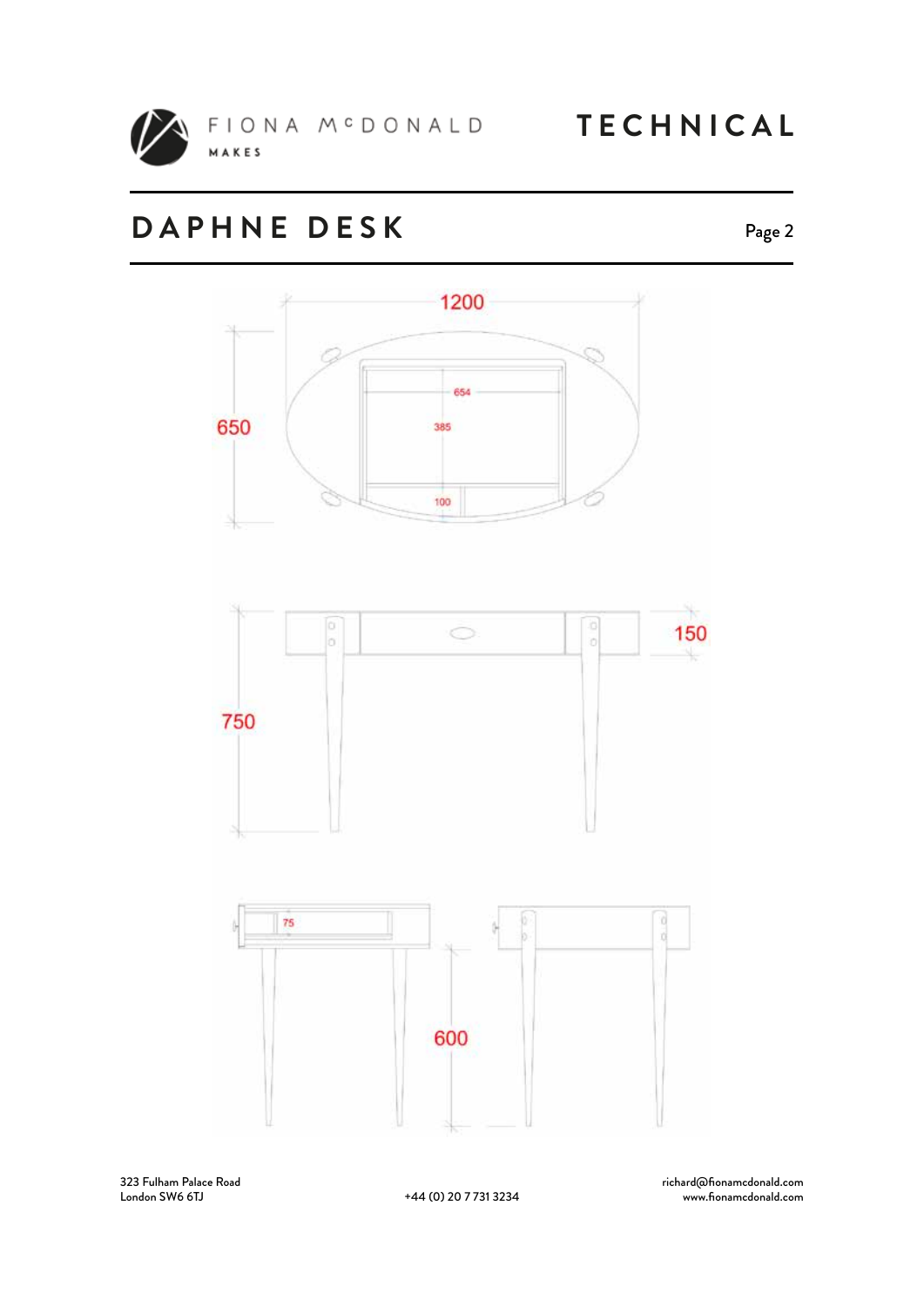FIONA McDONALD MAKES

# TECHNICAL

## DAPHNE DESK

1200

650

654

385

100

150

750

75

600

323 Fulham Palace Road
London SW6 6TJ

+44 (0) 20 7 731 3234

richard@fionamcdonald.com
www.fionamcdonald.com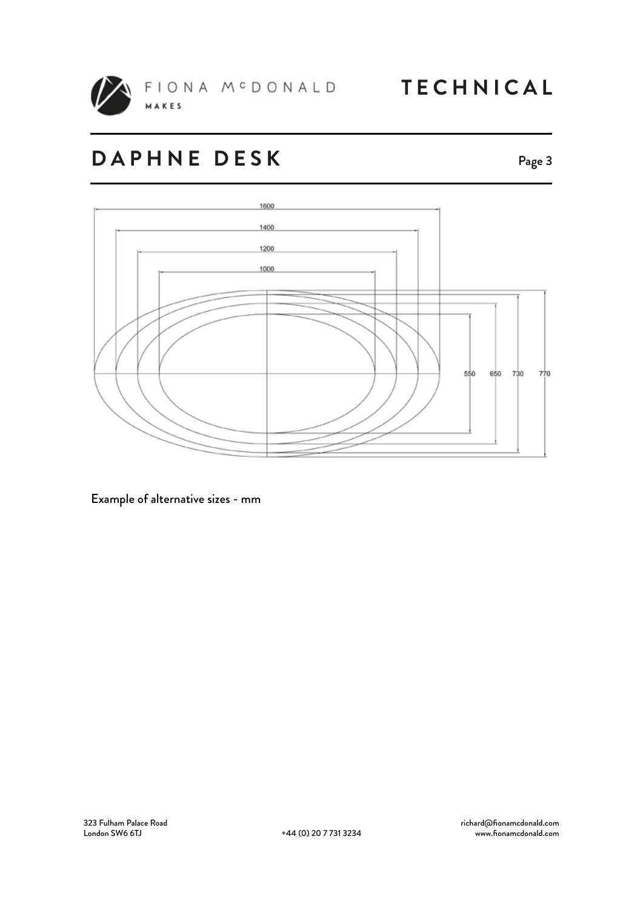## DAPHNE DESK

1600

1400

1200

1000

550 650 730 770

Example of alternative sizes - mm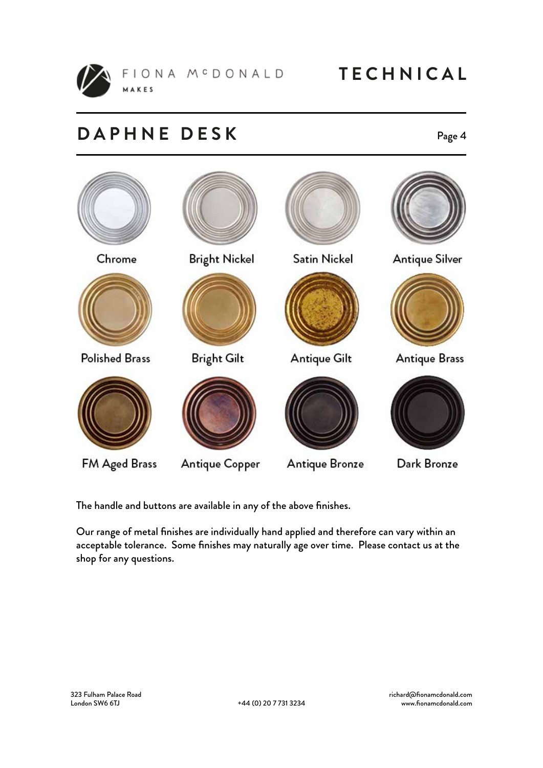# DAPHNE DESK

| | | | |
|---|---|---|---|
| Chrome | Bright Nickel | Satin Nickel | Antique Silver |
| Polished Brass | Bright Gilt | Antique Gilt | Antique Brass |
| FM Aged Brass | Antique Copper | Antique Bronze | Dark Bronze |

The handle and buttons are available in any of the above finishes.

Our range of metal finishes are individually hand applied and therefore can vary within an acceptable tolerance. Some finishes may naturally age over time. Please contact us at the shop for any questions.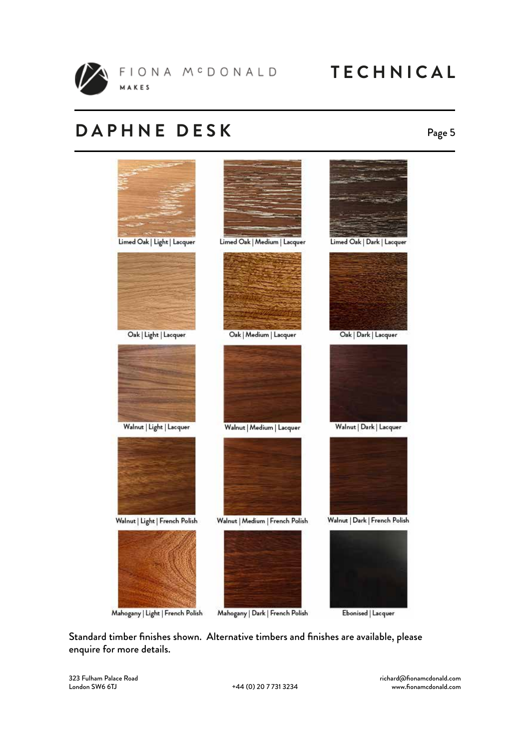# DAPHNE DESK

Limed Oak | Light | Lacquer

Limed Oak | Medium | Lacquer

Limed Oak | Dark | Lacquer

Oak | Light | Lacquer

Oak | Medium | Lacquer

Oak | Dark | Lacquer

Walnut | Light | Lacquer

Walnut | Medium | Lacquer

Walnut | Dark | Lacquer

Walnut | Light | French Polish

Walnut | Medium | French Polish

Walnut | Dark | French Polish

Mahogany | Light | French Polish

Mahogany | Dark | French Polish

Ebonised | Lacquer

Standard timber finishes shown. Alternative timbers and finishes are available, please enquire for more details.

323 Fulham Palace Road
London SW6 6TJ

+44 (0) 20 7 731 3234

richard@fionamcdonald.com
www.fionamcdonald.com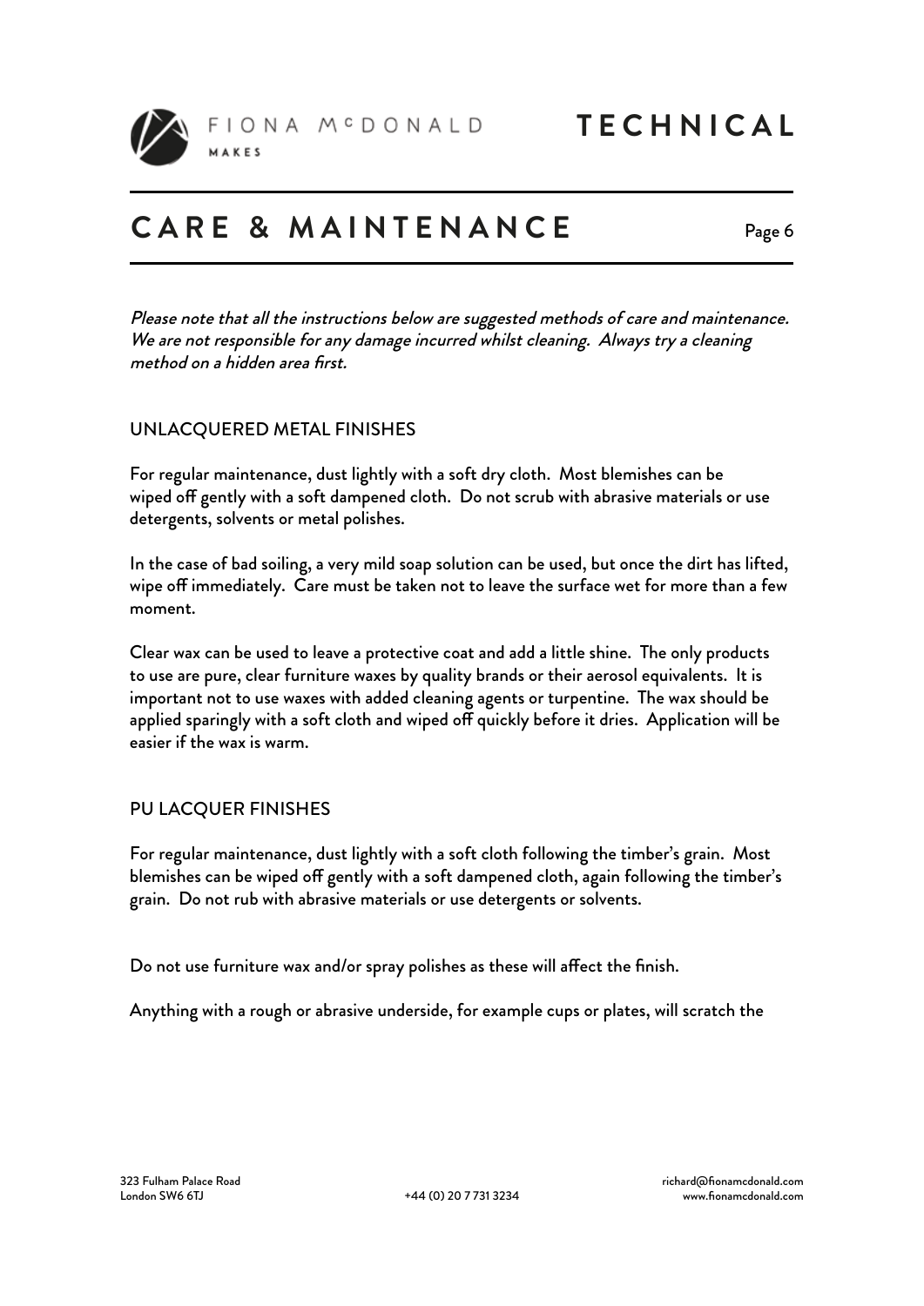# CARE & MAINTENANCE

*Please note that all the instructions below are suggested methods of care and maintenance. We are not responsible for any damage incurred whilst cleaning. Always try a cleaning method on a hidden area first.*

## UNLACQUERED METAL FINISHES

For regular maintenance, dust lightly with a soft dry cloth. Most blemishes can be wiped off gently with a soft dampened cloth. Do not scrub with abrasive materials or use detergents, solvents or metal polishes.

In the case of bad soiling, a very mild soap solution can be used, but once the dirt has lifted, wipe off immediately. Care must be taken not to leave the surface wet for more than a few moment.

Clear wax can be used to leave a protective coat and add a little shine. The only products to use are pure, clear furniture waxes by quality brands or their aerosol equivalents. It is important not to use waxes with added cleaning agents or turpentine. The wax should be applied sparingly with a soft cloth and wiped off quickly before it dries. Application will be easier if the wax is warm.

## PU LACQUER FINISHES

For regular maintenance, dust lightly with a soft cloth following the timber's grain. Most blemishes can be wiped off gently with a soft dampened cloth, again following the timber's grain. Do not rub with abrasive materials or use detergents or solvents.

Do not use furniture wax and/or spray polishes as these will affect the finish.

Anything with a rough or abrasive underside, for example cups or plates, will scratch the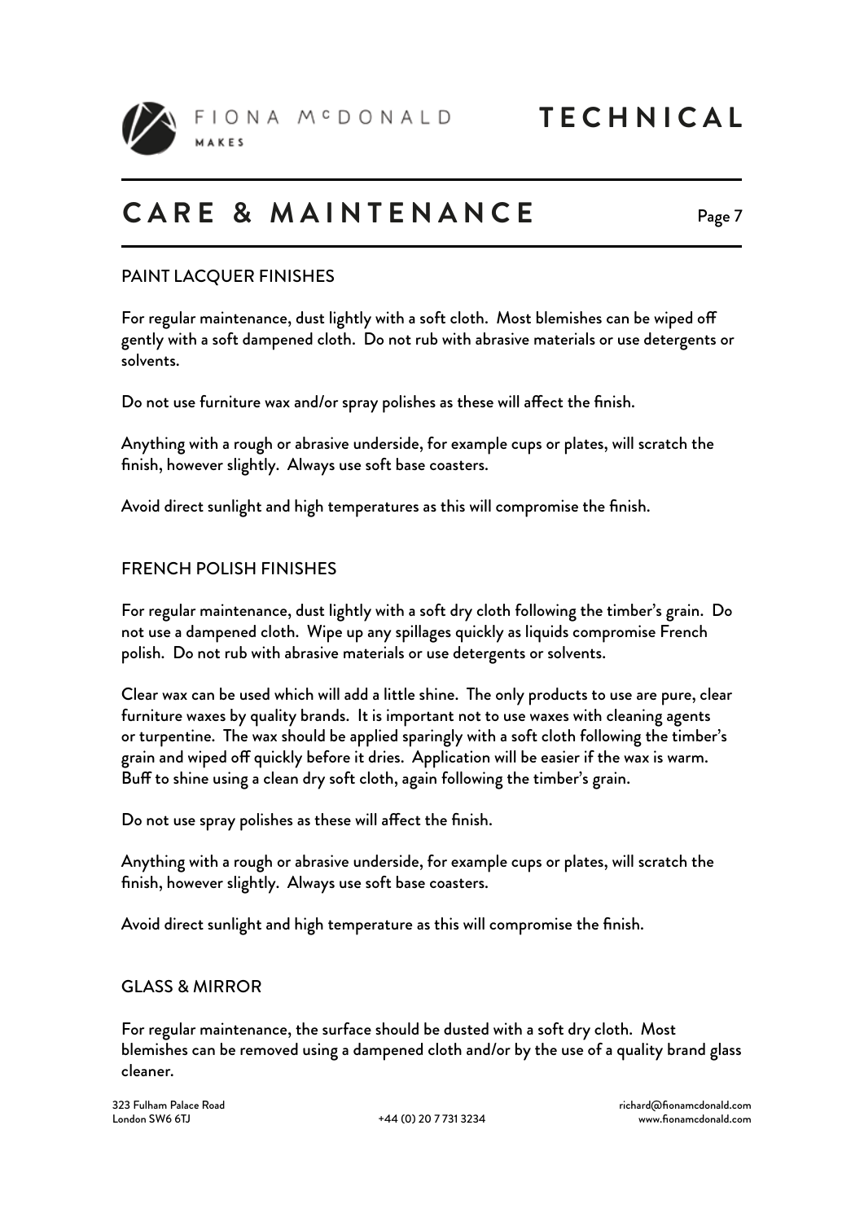# CARE & MAINTENANCE

## PAINT LACQUER FINISHES

For regular maintenance, dust lightly with a soft cloth. Most blemishes can be wiped off gently with a soft dampened cloth. Do not rub with abrasive materials or use detergents or solvents.

Do not use furniture wax and/or spray polishes as these will affect the finish.

Anything with a rough or abrasive underside, for example cups or plates, will scratch the finish, however slightly. Always use soft base coasters.

Avoid direct sunlight and high temperatures as this will compromise the finish.

## FRENCH POLISH FINISHES

For regular maintenance, dust lightly with a soft dry cloth following the timber's grain. Do not use a dampened cloth. Wipe up any spillages quickly as liquids compromise French polish. Do not rub with abrasive materials or use detergents or solvents.

Clear wax can be used which will add a little shine. The only products to use are pure, clear furniture waxes by quality brands. It is important not to use waxes with cleaning agents or turpentine. The wax should be applied sparingly with a soft cloth following the timber's grain and wiped off quickly before it dries. Application will be easier if the wax is warm. Buff to shine using a clean dry soft cloth, again following the timber's grain.

Do not use spray polishes as these will affect the finish.

Anything with a rough or abrasive underside, for example cups or plates, will scratch the finish, however slightly. Always use soft base coasters.

Avoid direct sunlight and high temperature as this will compromise the finish.

## GLASS & MIRROR

For regular maintenance, the surface should be dusted with a soft dry cloth. Most blemishes can be removed using a dampened cloth and/or by the use of a quality brand glass cleaner.